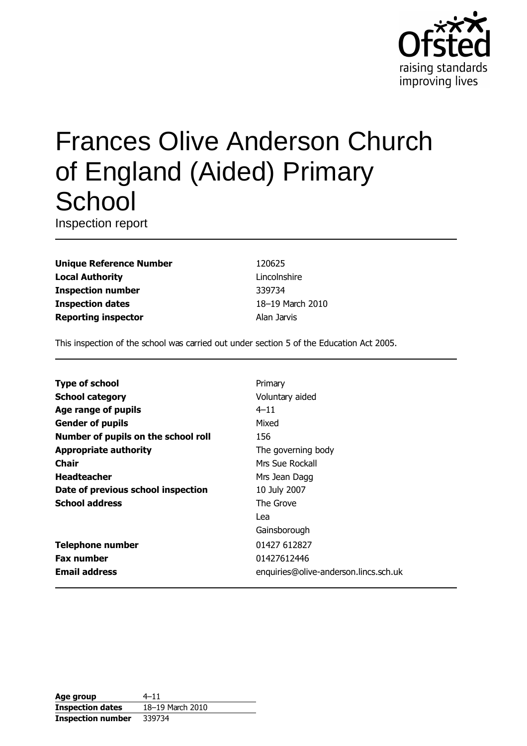Ofsted
raising standards
improving lives

# Frances Olive Anderson Church of England (Aided) Primary School

Inspection report

| | |
|---|---|
| **Unique Reference Number** | 120625 |
| **Local Authority** | Lincolnshire |
| **Inspection number** | 339734 |
| **Inspection dates** | 18–19 March 2010 |
| **Reporting inspector** | Alan Jarvis |

This inspection of the school was carried out under section 5 of the Education Act 2005.

| | |
|---|---|
| **Type of school** | Primary |
| **School category** | Voluntary aided |
| **Age range of pupils** | 4–11 |
| **Gender of pupils** | Mixed |
| **Number of pupils on the school roll** | 156 |
| **Appropriate authority** | The governing body |
| **Chair** | Mrs Sue Rockall |
| **Headteacher** | Mrs Jean Dagg |
| **Date of previous school inspection** | 10 July 2007 |
| **School address** | The Grove<br>Lea<br>Gainsborough |
| **Telephone number** | 01427 612827 |
| **Fax number** | 01427612446 |
| **Email address** | enquiries@olive-anderson.lincs.sch.uk |

| | |
|---|---|
| **Age group** | 4–11 |
| **Inspection dates** | 18–19 March 2010 |
| **Inspection number** | 339734 |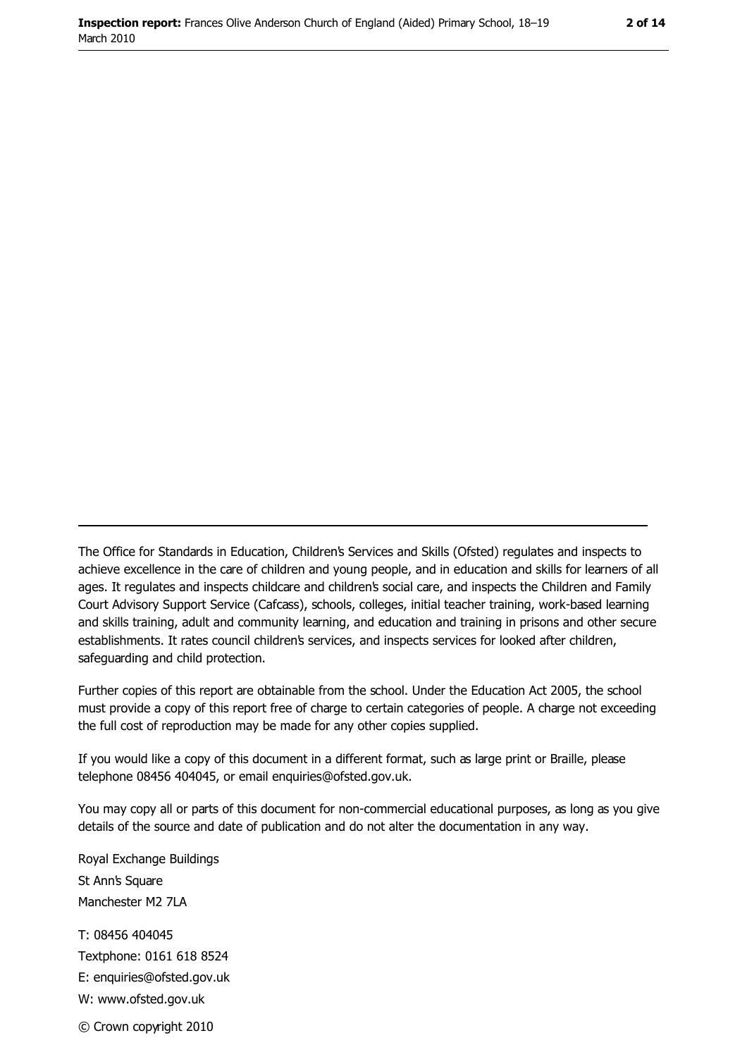The Office for Standards in Education, Children's Services and Skills (Ofsted) regulates and inspects to achieve excellence in the care of children and young people, and in education and skills for learners of all ages. It regulates and inspects childcare and children's social care, and inspects the Children and Family Court Advisory Support Service (Cafcass), schools, colleges, initial teacher training, work-based learning and skills training, adult and community learning, and education and training in prisons and other secure establishments. It rates council children's services, and inspects services for looked after children, safeguarding and child protection.

Further copies of this report are obtainable from the school. Under the Education Act 2005, the school must provide a copy of this report free of charge to certain categories of people. A charge not exceeding the full cost of reproduction may be made for any other copies supplied.

If you would like a copy of this document in a different format, such as large print or Braille, please telephone 08456 404045, or email enquiries@ofsted.gov.uk.

You may copy all or parts of this document for non-commercial educational purposes, as long as you give details of the source and date of publication and do not alter the documentation in any way.

Royal Exchange Buildings
St Ann's Square
Manchester M2 7LA

T: 08456 404045
Textphone: 0161 618 8524
E: enquiries@ofsted.gov.uk
W: www.ofsted.gov.uk

© Crown copyright 2010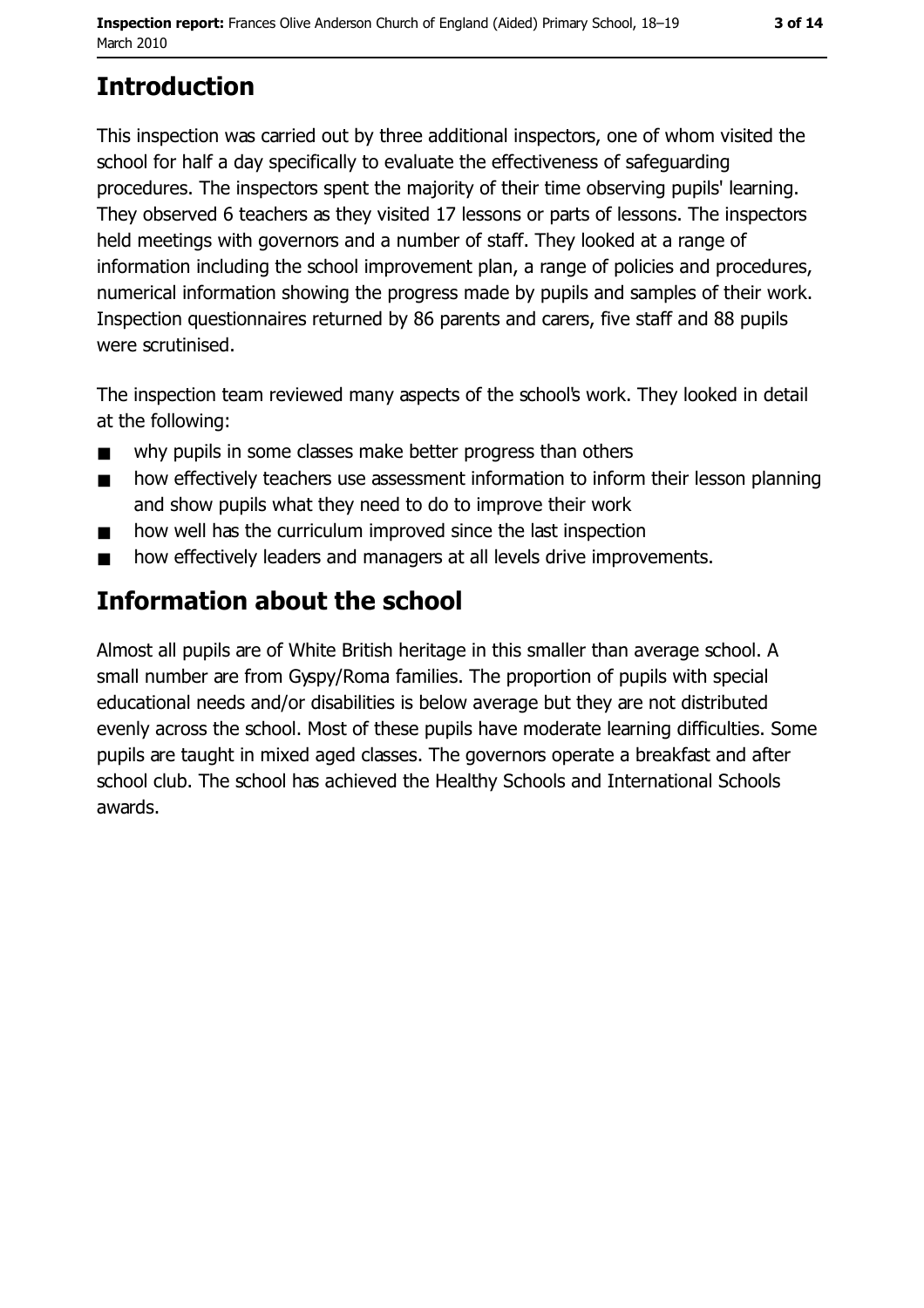# Introduction

This inspection was carried out by three additional inspectors, one of whom visited the school for half a day specifically to evaluate the effectiveness of safeguarding procedures. The inspectors spent the majority of their time observing pupils' learning. They observed 6 teachers as they visited 17 lessons or parts of lessons. The inspectors held meetings with governors and a number of staff. They looked at a range of information including the school improvement plan, a range of policies and procedures, numerical information showing the progress made by pupils and samples of their work. Inspection questionnaires returned by 86 parents and carers, five staff and 88 pupils were scrutinised.

The inspection team reviewed many aspects of the school's work. They looked in detail at the following:

- why pupils in some classes make better progress than others
- how effectively teachers use assessment information to inform their lesson planning and show pupils what they need to do to improve their work
- how well has the curriculum improved since the last inspection
- how effectively leaders and managers at all levels drive improvements.

# Information about the school

Almost all pupils are of White British heritage in this smaller than average school. A small number are from Gyspy/Roma families. The proportion of pupils with special educational needs and/or disabilities is below average but they are not distributed evenly across the school. Most of these pupils have moderate learning difficulties. Some pupils are taught in mixed aged classes. The governors operate a breakfast and after school club. The school has achieved the Healthy Schools and International Schools awards.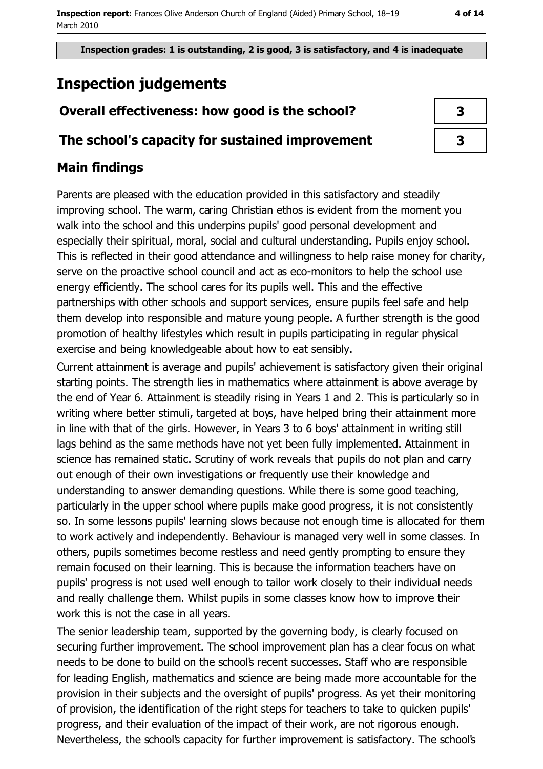Inspection grades: 1 is outstanding, 2 is good, 3 is satisfactory, and 4 is inadequate

# Inspection judgements

| | |
|---|---|
| **Overall effectiveness: how good is the school?** | 3 |
| **The school's capacity for sustained improvement** | 3 |

## Main findings

Parents are pleased with the education provided in this satisfactory and steadily improving school. The warm, caring Christian ethos is evident from the moment you walk into the school and this underpins pupils' good personal development and especially their spiritual, moral, social and cultural understanding. Pupils enjoy school. This is reflected in their good attendance and willingness to help raise money for charity, serve on the proactive school council and act as eco-monitors to help the school use energy efficiently. The school cares for its pupils well. This and the effective partnerships with other schools and support services, ensure pupils feel safe and help them develop into responsible and mature young people. A further strength is the good promotion of healthy lifestyles which result in pupils participating in regular physical exercise and being knowledgeable about how to eat sensibly.

Current attainment is average and pupils' achievement is satisfactory given their original starting points. The strength lies in mathematics where attainment is above average by the end of Year 6. Attainment is steadily rising in Years 1 and 2. This is particularly so in writing where better stimuli, targeted at boys, have helped bring their attainment more in line with that of the girls. However, in Years 3 to 6 boys' attainment in writing still lags behind as the same methods have not yet been fully implemented. Attainment in science has remained static. Scrutiny of work reveals that pupils do not plan and carry out enough of their own investigations or frequently use their knowledge and understanding to answer demanding questions. While there is some good teaching, particularly in the upper school where pupils make good progress, it is not consistently so. In some lessons pupils' learning slows because not enough time is allocated for them to work actively and independently. Behaviour is managed very well in some classes. In others, pupils sometimes become restless and need gently prompting to ensure they remain focused on their learning. This is because the information teachers have on pupils' progress is not used well enough to tailor work closely to their individual needs and really challenge them. Whilst pupils in some classes know how to improve their work this is not the case in all years.

The senior leadership team, supported by the governing body, is clearly focused on securing further improvement. The school improvement plan has a clear focus on what needs to be done to build on the school's recent successes. Staff who are responsible for leading English, mathematics and science are being made more accountable for the provision in their subjects and the oversight of pupils' progress. As yet their monitoring of provision, the identification of the right steps for teachers to take to quicken pupils' progress, and their evaluation of the impact of their work, are not rigorous enough. Nevertheless, the school's capacity for further improvement is satisfactory. The school's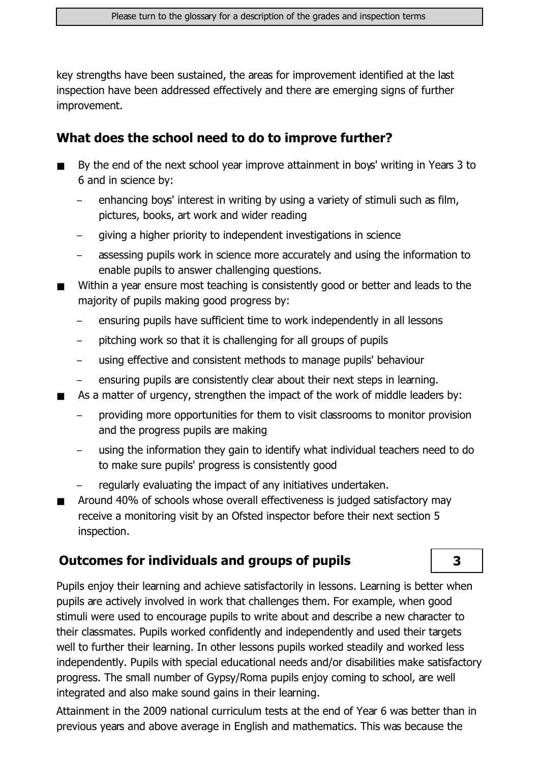key strengths have been sustained, the areas for improvement identified at the last inspection have been addressed effectively and there are emerging signs of further improvement.

## What does the school need to do to improve further?

- By the end of the next school year improve attainment in boys' writing in Years 3 to 6 and in science by:
  - enhancing boys' interest in writing by using a variety of stimuli such as film, pictures, books, art work and wider reading
  - giving a higher priority to independent investigations in science
  - assessing pupils work in science more accurately and using the information to enable pupils to answer challenging questions.
- Within a year ensure most teaching is consistently good or better and leads to the majority of pupils making good progress by:
  - ensuring pupils have sufficient time to work independently in all lessons
  - pitching work so that it is challenging for all groups of pupils
  - using effective and consistent methods to manage pupils' behaviour
  - ensuring pupils are consistently clear about their next steps in learning.
- As a matter of urgency, strengthen the impact of the work of middle leaders by:
  - providing more opportunities for them to visit classrooms to monitor provision and the progress pupils are making
  - using the information they gain to identify what individual teachers need to do to make sure pupils' progress is consistently good
  - regularly evaluating the impact of any initiatives undertaken.
- Around 40% of schools whose overall effectiveness is judged satisfactory may receive a monitoring visit by an Ofsted inspector before their next section 5 inspection.

## Outcomes for individuals and groups of pupils — 3

Pupils enjoy their learning and achieve satisfactorily in lessons. Learning is better when pupils are actively involved in work that challenges them. For example, when good stimuli were used to encourage pupils to write about and describe a new character to their classmates. Pupils worked confidently and independently and used their targets well to further their learning. In other lessons pupils worked steadily and worked less independently. Pupils with special educational needs and/or disabilities make satisfactory progress. The small number of Gypsy/Roma pupils enjoy coming to school, are well integrated and also make sound gains in their learning.

Attainment in the 2009 national curriculum tests at the end of Year 6 was better than in previous years and above average in English and mathematics. This was because the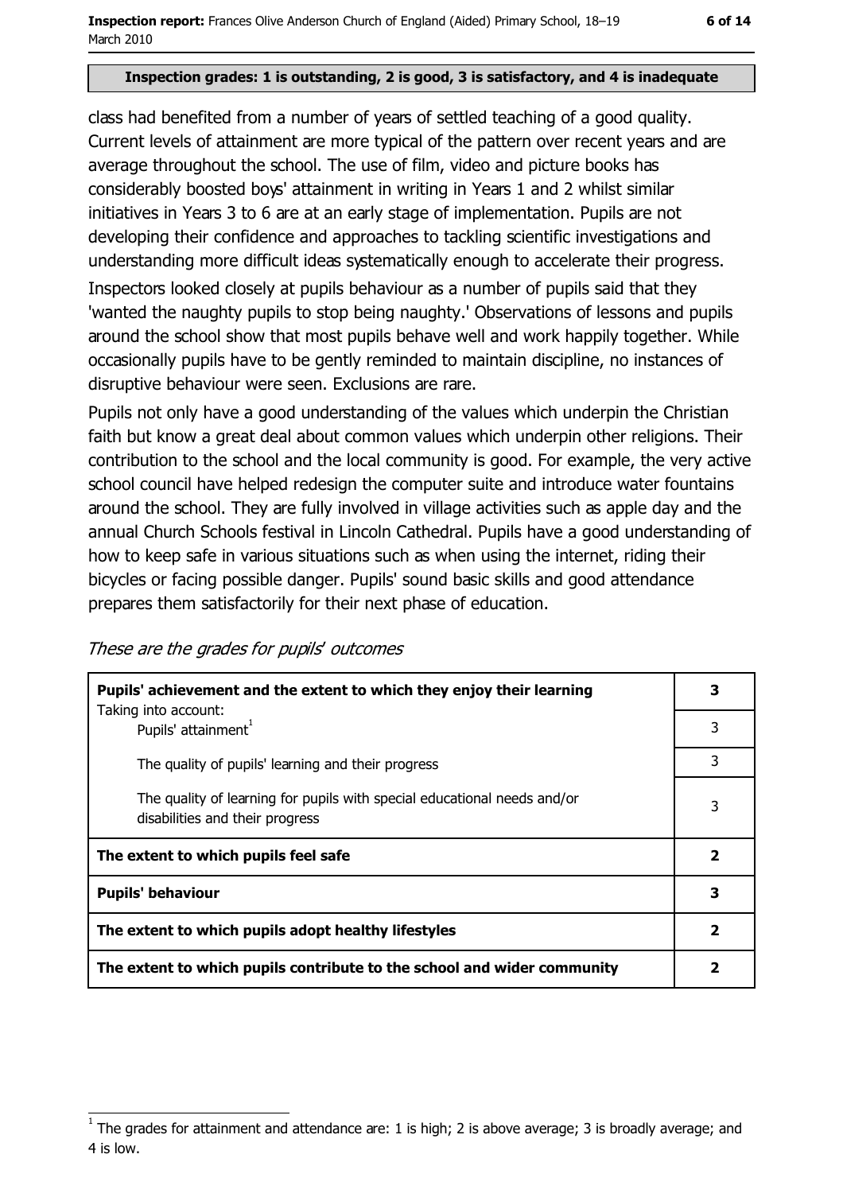**Inspection grades: 1 is outstanding, 2 is good, 3 is satisfactory, and 4 is inadequate**

class had benefited from a number of years of settled teaching of a good quality. Current levels of attainment are more typical of the pattern over recent years and are average throughout the school. The use of film, video and picture books has considerably boosted boys' attainment in writing in Years 1 and 2 whilst similar initiatives in Years 3 to 6 are at an early stage of implementation. Pupils are not developing their confidence and approaches to tackling scientific investigations and understanding more difficult ideas systematically enough to accelerate their progress.

Inspectors looked closely at pupils behaviour as a number of pupils said that they 'wanted the naughty pupils to stop being naughty.' Observations of lessons and pupils around the school show that most pupils behave well and work happily together. While occasionally pupils have to be gently reminded to maintain discipline, no instances of disruptive behaviour were seen. Exclusions are rare.

Pupils not only have a good understanding of the values which underpin the Christian faith but know a great deal about common values which underpin other religions. Their contribution to the school and the local community is good. For example, the very active school council have helped redesign the computer suite and introduce water fountains around the school. They are fully involved in village activities such as apple day and the annual Church Schools festival in Lincoln Cathedral. Pupils have a good understanding of how to keep safe in various situations such as when using the internet, riding their bicycles or facing possible danger. Pupils' sound basic skills and good attendance prepares them satisfactorily for their next phase of education.

*These are the grades for pupils' outcomes*

| | |
|---|---|
| **Pupils' achievement and the extent to which they enjoy their learning** | **3** |
| Taking into account:<br>Pupils' attainment[1] | 3 |
| The quality of pupils' learning and their progress | 3 |
| The quality of learning for pupils with special educational needs and/or disabilities and their progress | 3 |
| **The extent to which pupils feel safe** | **2** |
| **Pupils' behaviour** | **3** |
| **The extent to which pupils adopt healthy lifestyles** | **2** |
| **The extent to which pupils contribute to the school and wider community** | **2** |

[1] The grades for attainment and attendance are: 1 is high; 2 is above average; 3 is broadly average; and 4 is low.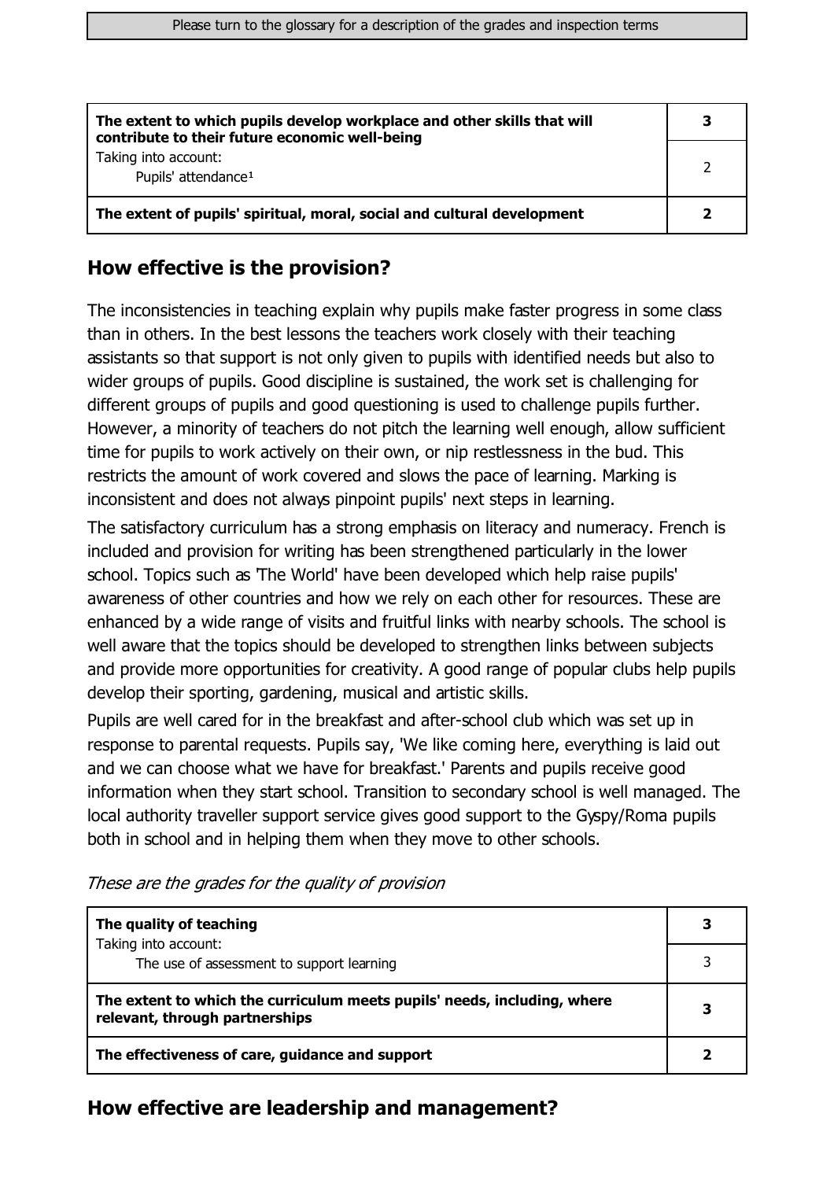| The extent to which pupils develop workplace and other skills that will contribute to their future economic well-being | 3 |
|---|---|
| Taking into account: Pupils' attendance[1] | 2 |
| **The extent of pupils' spiritual, moral, social and cultural development** | **2** |

## How effective is the provision?

The inconsistencies in teaching explain why pupils make faster progress in some class than in others. In the best lessons the teachers work closely with their teaching assistants so that support is not only given to pupils with identified needs but also to wider groups of pupils. Good discipline is sustained, the work set is challenging for different groups of pupils and good questioning is used to challenge pupils further. However, a minority of teachers do not pitch the learning well enough, allow sufficient time for pupils to work actively on their own, or nip restlessness in the bud. This restricts the amount of work covered and slows the pace of learning. Marking is inconsistent and does not always pinpoint pupils' next steps in learning.

The satisfactory curriculum has a strong emphasis on literacy and numeracy. French is included and provision for writing has been strengthened particularly in the lower school. Topics such as 'The World' have been developed which help raise pupils' awareness of other countries and how we rely on each other for resources. These are enhanced by a wide range of visits and fruitful links with nearby schools. The school is well aware that the topics should be developed to strengthen links between subjects and provide more opportunities for creativity. A good range of popular clubs help pupils develop their sporting, gardening, musical and artistic skills.

Pupils are well cared for in the breakfast and after-school club which was set up in response to parental requests. Pupils say, 'We like coming here, everything is laid out and we can choose what we have for breakfast.' Parents and pupils receive good information when they start school. Transition to secondary school is well managed. The local authority traveller support service gives good support to the Gyspy/Roma pupils both in school and in helping them when they move to other schools.

*These are the grades for the quality of provision*

| The quality of teaching | 3 |
|---|---|
| Taking into account: The use of assessment to support learning | 3 |
| **The extent to which the curriculum meets pupils' needs, including, where relevant, through partnerships** | **3** |
| **The effectiveness of care, guidance and support** | **2** |

## How effective are leadership and management?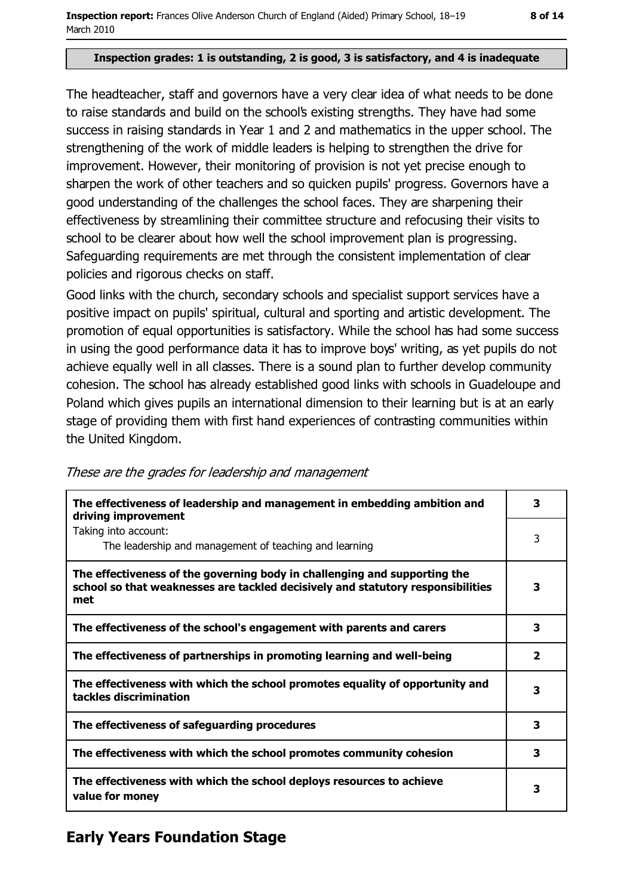**Inspection grades: 1 is outstanding, 2 is good, 3 is satisfactory, and 4 is inadequate**

The headteacher, staff and governors have a very clear idea of what needs to be done to raise standards and build on the school's existing strengths. They have had some success in raising standards in Year 1 and 2 and mathematics in the upper school. The strengthening of the work of middle leaders is helping to strengthen the drive for improvement. However, their monitoring of provision is not yet precise enough to sharpen the work of other teachers and so quicken pupils' progress. Governors have a good understanding of the challenges the school faces. They are sharpening their effectiveness by streamlining their committee structure and refocusing their visits to school to be clearer about how well the school improvement plan is progressing. Safeguarding requirements are met through the consistent implementation of clear policies and rigorous checks on staff.

Good links with the church, secondary schools and specialist support services have a positive impact on pupils' spiritual, cultural and sporting and artistic development. The promotion of equal opportunities is satisfactory. While the school has had some success in using the good performance data it has to improve boys' writing, as yet pupils do not achieve equally well in all classes. There is a sound plan to further develop community cohesion. The school has already established good links with schools in Guadeloupe and Poland which gives pupils an international dimension to their learning but is at an early stage of providing them with first hand experiences of contrasting communities within the United Kingdom.

*These are the grades for leadership and management*

| | |
|---|---|
| **The effectiveness of leadership and management in embedding ambition and driving improvement** | **3** |
| Taking into account: The leadership and management of teaching and learning | 3 |
| **The effectiveness of the governing body in challenging and supporting the school so that weaknesses are tackled decisively and statutory responsibilities met** | **3** |
| **The effectiveness of the school's engagement with parents and carers** | **3** |
| **The effectiveness of partnerships in promoting learning and well-being** | **2** |
| **The effectiveness with which the school promotes equality of opportunity and tackles discrimination** | **3** |
| **The effectiveness of safeguarding procedures** | **3** |
| **The effectiveness with which the school promotes community cohesion** | **3** |
| **The effectiveness with which the school deploys resources to achieve value for money** | **3** |

## Early Years Foundation Stage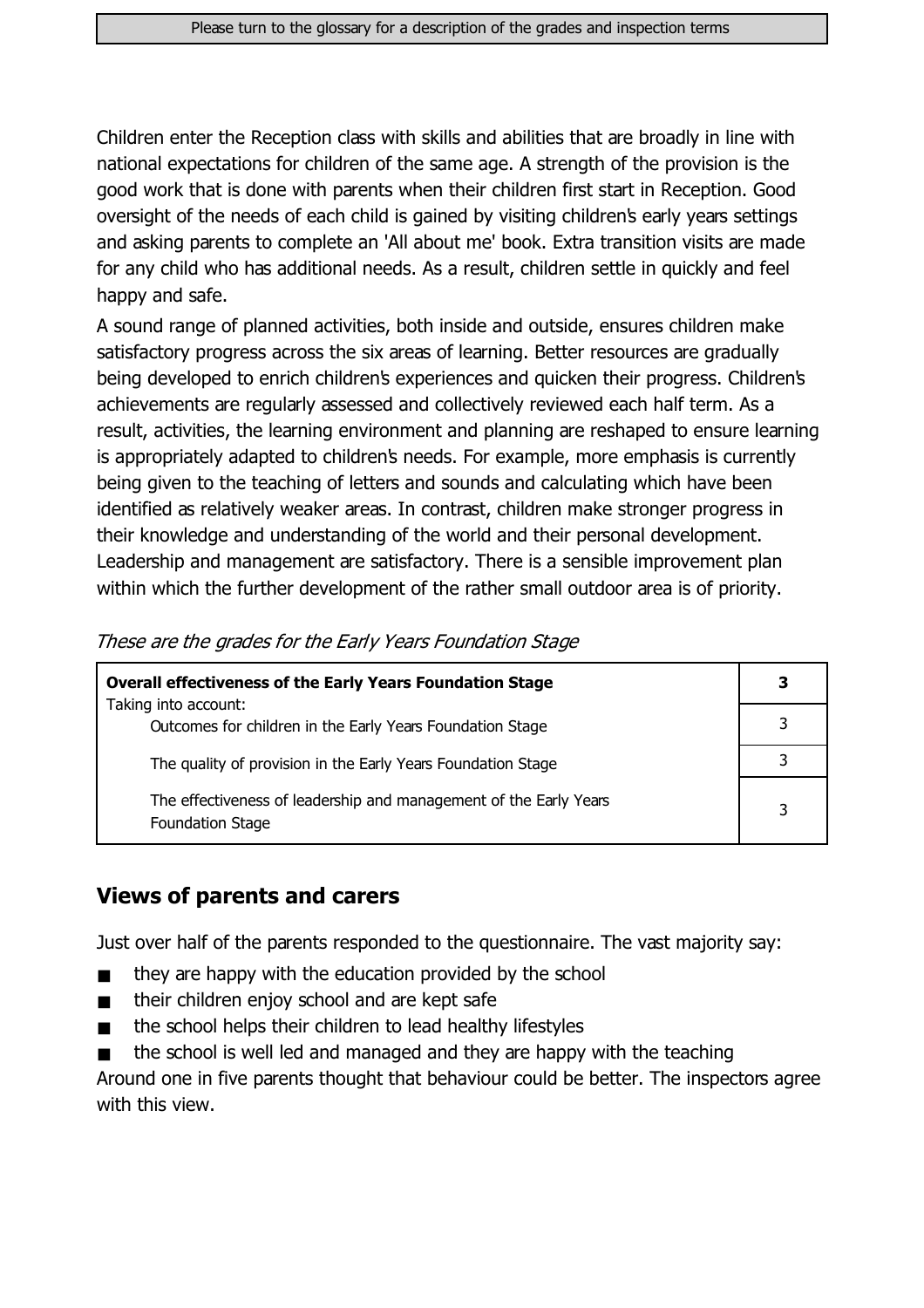Children enter the Reception class with skills and abilities that are broadly in line with national expectations for children of the same age. A strength of the provision is the good work that is done with parents when their children first start in Reception. Good oversight of the needs of each child is gained by visiting children's early years settings and asking parents to complete an 'All about me' book. Extra transition visits are made for any child who has additional needs. As a result, children settle in quickly and feel happy and safe.

A sound range of planned activities, both inside and outside, ensures children make satisfactory progress across the six areas of learning. Better resources are gradually being developed to enrich children's experiences and quicken their progress. Children's achievements are regularly assessed and collectively reviewed each half term. As a result, activities, the learning environment and planning are reshaped to ensure learning is appropriately adapted to children's needs. For example, more emphasis is currently being given to the teaching of letters and sounds and calculating which have been identified as relatively weaker areas. In contrast, children make stronger progress in their knowledge and understanding of the world and their personal development. Leadership and management are satisfactory. There is a sensible improvement plan within which the further development of the rather small outdoor area is of priority.

*These are the grades for the Early Years Foundation Stage*

| **Overall effectiveness of the Early Years Foundation Stage** | **3** |
|---|---|
| Taking into account: Outcomes for children in the Early Years Foundation Stage | 3 |
| The quality of provision in the Early Years Foundation Stage | 3 |
| The effectiveness of leadership and management of the Early Years Foundation Stage | 3 |

## Views of parents and carers

Just over half of the parents responded to the questionnaire. The vast majority say:

- they are happy with the education provided by the school
- their children enjoy school and are kept safe
- the school helps their children to lead healthy lifestyles
- the school is well led and managed and they are happy with the teaching

Around one in five parents thought that behaviour could be better. The inspectors agree with this view.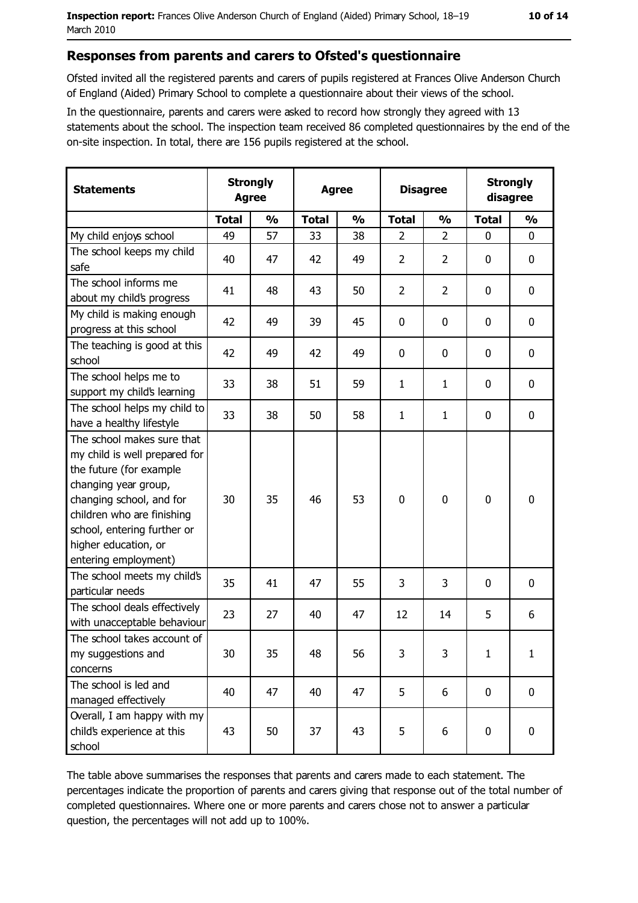## Responses from parents and carers to Ofsted's questionnaire

Ofsted invited all the registered parents and carers of pupils registered at Frances Olive Anderson Church of England (Aided) Primary School to complete a questionnaire about their views of the school.

In the questionnaire, parents and carers were asked to record how strongly they agreed with 13 statements about the school. The inspection team received 86 completed questionnaires by the end of the on-site inspection. In total, there are 156 pupils registered at the school.

| Statements | Strongly Agree | | Agree | | Disagree | | Strongly disagree | |
|---|---|---|---|---|---|---|---|---|
| | Total | % | Total | % | Total | % | Total | % |
| My child enjoys school | 49 | 57 | 33 | 38 | 2 | 2 | 0 | 0 |
| The school keeps my child safe | 40 | 47 | 42 | 49 | 2 | 2 | 0 | 0 |
| The school informs me about my child's progress | 41 | 48 | 43 | 50 | 2 | 2 | 0 | 0 |
| My child is making enough progress at this school | 42 | 49 | 39 | 45 | 0 | 0 | 0 | 0 |
| The teaching is good at this school | 42 | 49 | 42 | 49 | 0 | 0 | 0 | 0 |
| The school helps me to support my child's learning | 33 | 38 | 51 | 59 | 1 | 1 | 0 | 0 |
| The school helps my child to have a healthy lifestyle | 33 | 38 | 50 | 58 | 1 | 1 | 0 | 0 |
| The school makes sure that my child is well prepared for the future (for example changing year group, changing school, and for children who are finishing school, entering further or higher education, or entering employment) | 30 | 35 | 46 | 53 | 0 | 0 | 0 | 0 |
| The school meets my child's particular needs | 35 | 41 | 47 | 55 | 3 | 3 | 0 | 0 |
| The school deals effectively with unacceptable behaviour | 23 | 27 | 40 | 47 | 12 | 14 | 5 | 6 |
| The school takes account of my suggestions and concerns | 30 | 35 | 48 | 56 | 3 | 3 | 1 | 1 |
| The school is led and managed effectively | 40 | 47 | 40 | 47 | 5 | 6 | 0 | 0 |
| Overall, I am happy with my child's experience at this school | 43 | 50 | 37 | 43 | 5 | 6 | 0 | 0 |

The table above summarises the responses that parents and carers made to each statement. The percentages indicate the proportion of parents and carers giving that response out of the total number of completed questionnaires. Where one or more parents and carers chose not to answer a particular question, the percentages will not add up to 100%.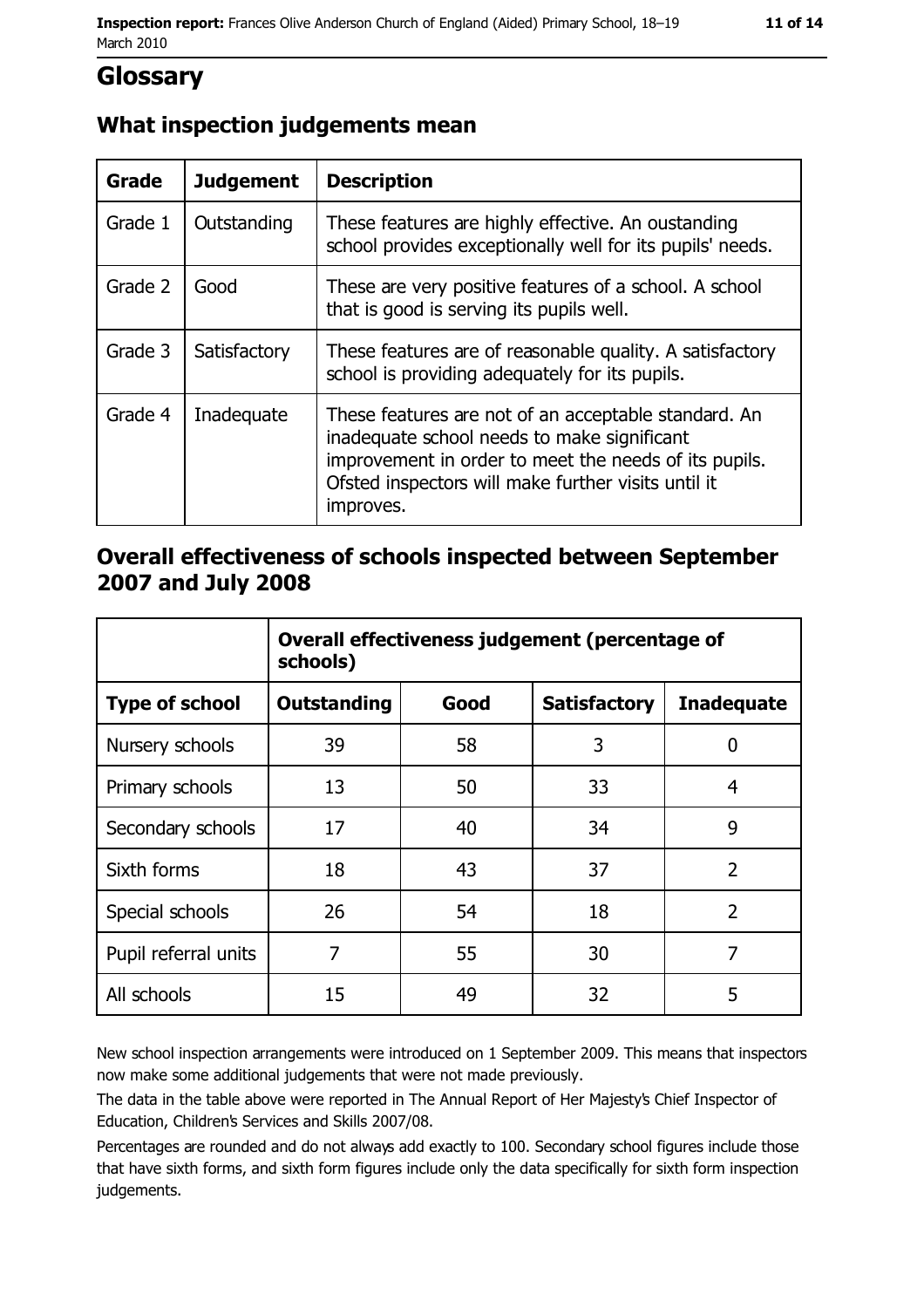# Glossary

## What inspection judgements mean

| Grade | Judgement | Description |
|---|---|---|
| Grade 1 | Outstanding | These features are highly effective. An oustanding school provides exceptionally well for its pupils' needs. |
| Grade 2 | Good | These are very positive features of a school. A school that is good is serving its pupils well. |
| Grade 3 | Satisfactory | These features are of reasonable quality. A satisfactory school is providing adequately for its pupils. |
| Grade 4 | Inadequate | These features are not of an acceptable standard. An inadequate school needs to make significant improvement in order to meet the needs of its pupils. Ofsted inspectors will make further visits until it improves. |

## Overall effectiveness of schools inspected between September 2007 and July 2008

| | Overall effectiveness judgement (percentage of schools) | | | |
|---|---|---|---|---|
| **Type of school** | **Outstanding** | **Good** | **Satisfactory** | **Inadequate** |
| Nursery schools | 39 | 58 | 3 | 0 |
| Primary schools | 13 | 50 | 33 | 4 |
| Secondary schools | 17 | 40 | 34 | 9 |
| Sixth forms | 18 | 43 | 37 | 2 |
| Special schools | 26 | 54 | 18 | 2 |
| Pupil referral units | 7 | 55 | 30 | 7 |
| All schools | 15 | 49 | 32 | 5 |

New school inspection arrangements were introduced on 1 September 2009. This means that inspectors now make some additional judgements that were not made previously.

The data in the table above were reported in The Annual Report of Her Majesty's Chief Inspector of Education, Children's Services and Skills 2007/08.

Percentages are rounded and do not always add exactly to 100. Secondary school figures include those that have sixth forms, and sixth form figures include only the data specifically for sixth form inspection judgements.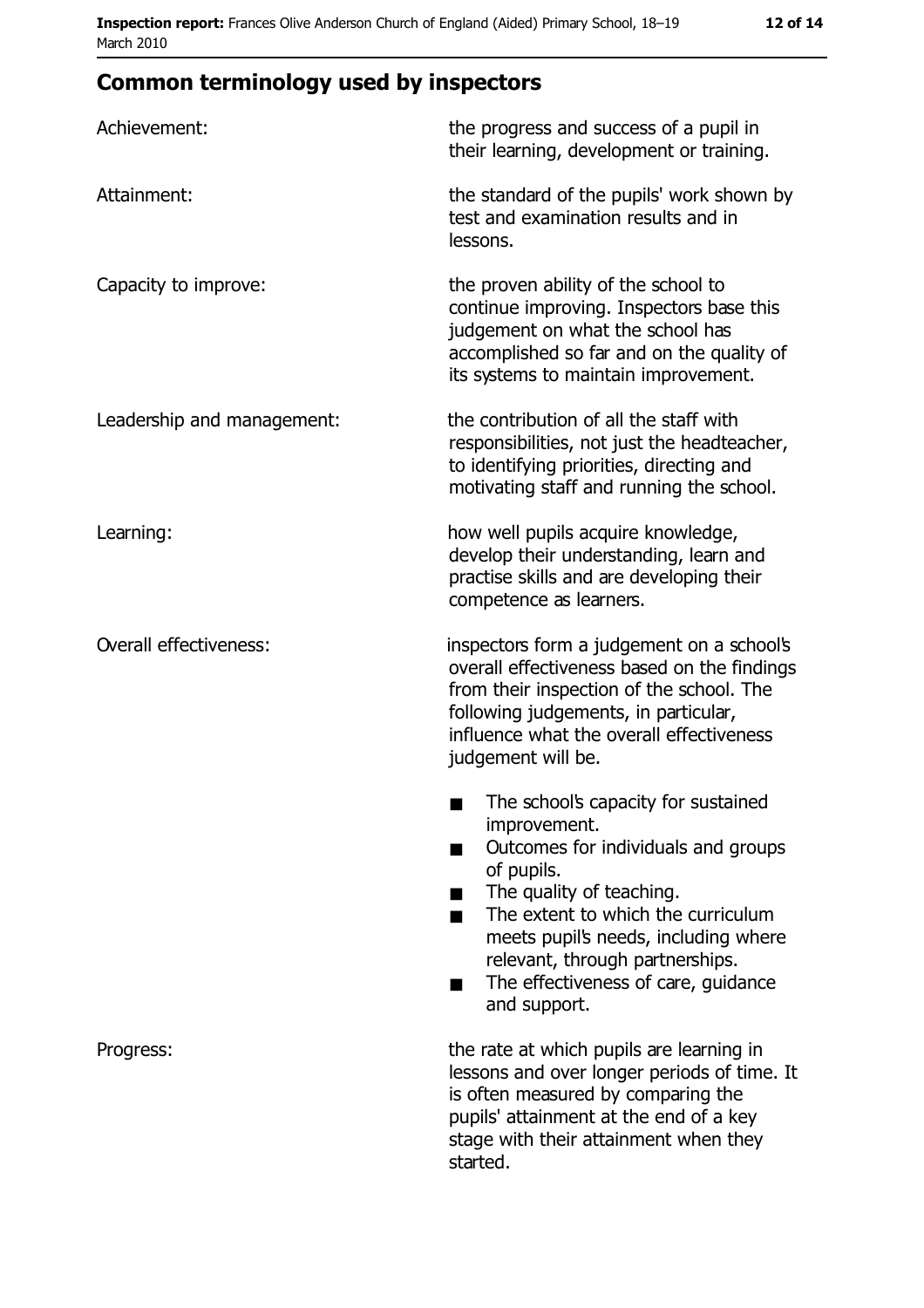## Common terminology used by inspectors

| | |
|---|---|
| Achievement: | the progress and success of a pupil in their learning, development or training. |
| Attainment: | the standard of the pupils' work shown by test and examination results and in lessons. |
| Capacity to improve: | the proven ability of the school to continue improving. Inspectors base this judgement on what the school has accomplished so far and on the quality of its systems to maintain improvement. |
| Leadership and management: | the contribution of all the staff with responsibilities, not just the headteacher, to identifying priorities, directing and motivating staff and running the school. |
| Learning: | how well pupils acquire knowledge, develop their understanding, learn and practise skills and are developing their competence as learners. |
| Overall effectiveness: | inspectors form a judgement on a school's overall effectiveness based on the findings from their inspection of the school. The following judgements, in particular, influence what the overall effectiveness judgement will be.<br>■ The school's capacity for sustained improvement.<br>■ Outcomes for individuals and groups of pupils.<br>■ The quality of teaching.<br>■ The extent to which the curriculum meets pupil's needs, including where relevant, through partnerships.<br>■ The effectiveness of care, guidance and support. |
| Progress: | the rate at which pupils are learning in lessons and over longer periods of time. It is often measured by comparing the pupils' attainment at the end of a key stage with their attainment when they started. |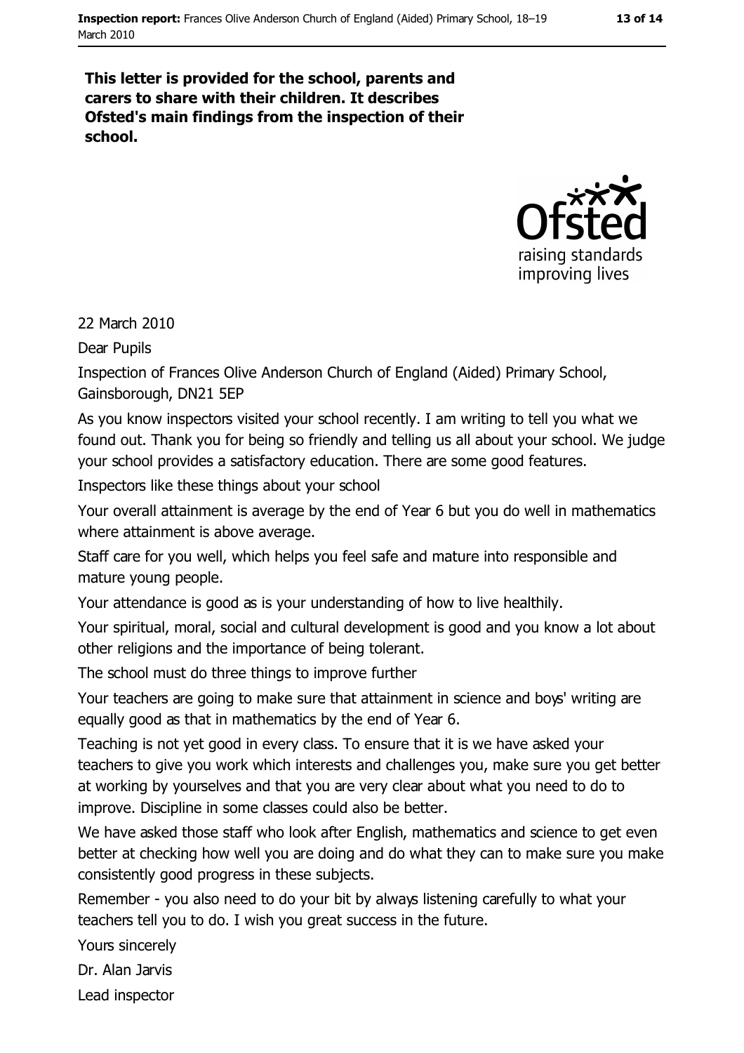**This letter is provided for the school, parents and carers to share with their children. It describes Ofsted's main findings from the inspection of their school.**

22 March 2010

Dear Pupils

Inspection of Frances Olive Anderson Church of England (Aided) Primary School, Gainsborough, DN21 5EP

As you know inspectors visited your school recently. I am writing to tell you what we found out. Thank you for being so friendly and telling us all about your school. We judge your school provides a satisfactory education. There are some good features.

Inspectors like these things about your school

Your overall attainment is average by the end of Year 6 but you do well in mathematics where attainment is above average.

Staff care for you well, which helps you feel safe and mature into responsible and mature young people.

Your attendance is good as is your understanding of how to live healthily.

Your spiritual, moral, social and cultural development is good and you know a lot about other religions and the importance of being tolerant.

The school must do three things to improve further

Your teachers are going to make sure that attainment in science and boys' writing are equally good as that in mathematics by the end of Year 6.

Teaching is not yet good in every class. To ensure that it is we have asked your teachers to give you work which interests and challenges you, make sure you get better at working by yourselves and that you are very clear about what you need to do to improve. Discipline in some classes could also be better.

We have asked those staff who look after English, mathematics and science to get even better at checking how well you are doing and do what they can to make sure you make consistently good progress in these subjects.

Remember - you also need to do your bit by always listening carefully to what your teachers tell you to do. I wish you great success in the future.

Yours sincerely

Dr. Alan Jarvis

Lead inspector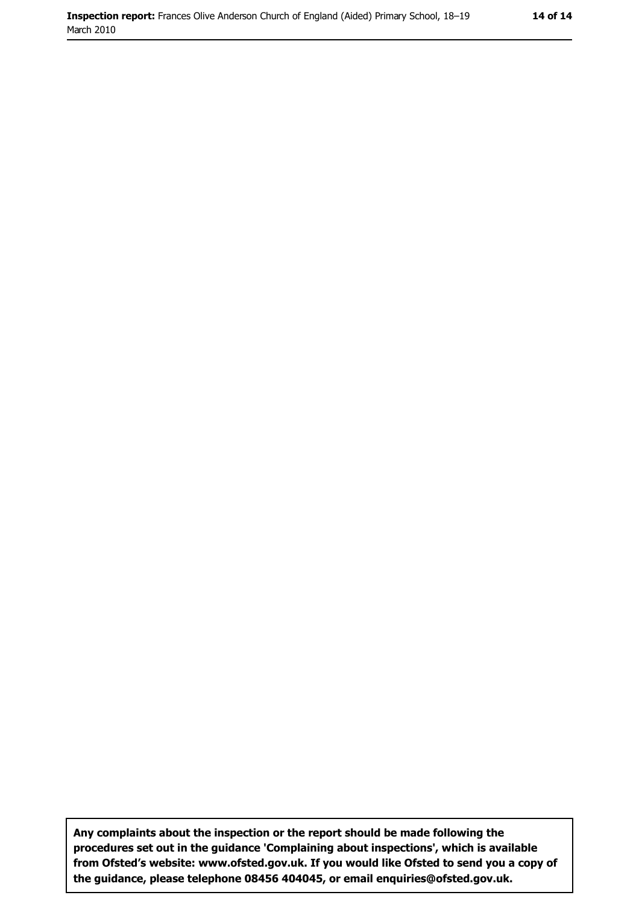**Any complaints about the inspection or the report should be made following the procedures set out in the guidance 'Complaining about inspections', which is available from Ofsted's website: www.ofsted.gov.uk. If you would like Ofsted to send you a copy of the guidance, please telephone 08456 404045, or email enquiries@ofsted.gov.uk.**